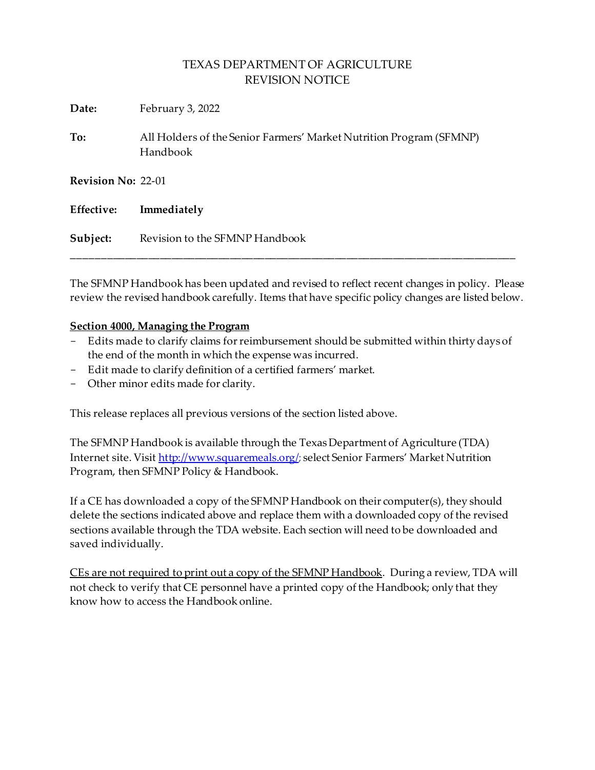# TEXAS DEPARTMENT OF AGRICULTURE
## REVISION NOTICE

**Date:** February 3, 2022

**To:** All Holders of the Senior Farmers' Market Nutrition Program (SFMNP) Handbook

**Revision No:** 22-01

**Effective:** **Immediately**

**Subject:** Revision to the SFMNP Handbook

---

The SFMNP Handbook has been updated and revised to reflect recent changes in policy. Please review the revised handbook carefully. Items that have specific policy changes are listed below.

**Section 4000, Managing the Program**

- Edits made to clarify claims for reimbursement should be submitted within thirty days of the end of the month in which the expense was incurred.
- Edit made to clarify definition of a certified farmers' market.
- Other minor edits made for clarity.

This release replaces all previous versions of the section listed above.

The SFMNP Handbook is available through the Texas Department of Agriculture (TDA) Internet site. Visit [http://www.squaremeals.org/](http://www.squaremeals.org/); select Senior Farmers' Market Nutrition Program, then SFMNP Policy & Handbook.

If a CE has downloaded a copy of the SFMNP Handbook on their computer(s), they should delete the sections indicated above and replace them with a downloaded copy of the revised sections available through the TDA website. Each section will need to be downloaded and saved individually.

CEs are not required to print out a copy of the SFMNP Handbook. During a review, TDA will not check to verify that CE personnel have a printed copy of the Handbook; only that they know how to access the Handbook online.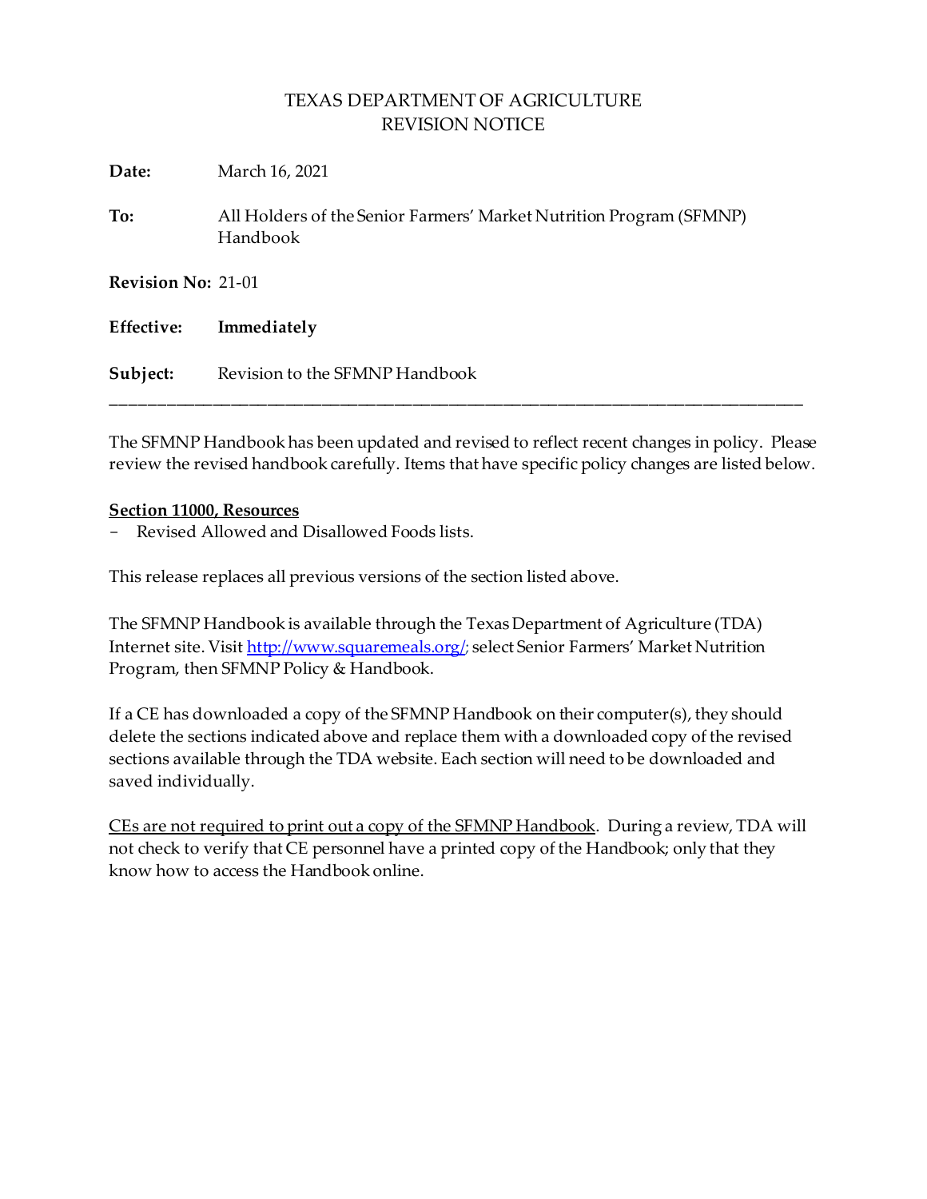# TEXAS DEPARTMENT OF AGRICULTURE
## REVISION NOTICE

**Date:** March 16, 2021

**To:** All Holders of the Senior Farmers' Market Nutrition Program (SFMNP) Handbook

**Revision No:** 21-01

**Effective:** **Immediately**

**Subject:** Revision to the SFMNP Handbook

---

The SFMNP Handbook has been updated and revised to reflect recent changes in policy. Please review the revised handbook carefully. Items that have specific policy changes are listed below.

**Section 11000, Resources**

- Revised Allowed and Disallowed Foods lists.

This release replaces all previous versions of the section listed above.

The SFMNP Handbook is available through the Texas Department of Agriculture (TDA) Internet site. Visit http://www.squaremeals.org/; select Senior Farmers' Market Nutrition Program, then SFMNP Policy & Handbook.

If a CE has downloaded a copy of the SFMNP Handbook on their computer(s), they should delete the sections indicated above and replace them with a downloaded copy of the revised sections available through the TDA website. Each section will need to be downloaded and saved individually.

CEs are not required to print out a copy of the SFMNP Handbook. During a review, TDA will not check to verify that CE personnel have a printed copy of the Handbook; only that they know how to access the Handbook online.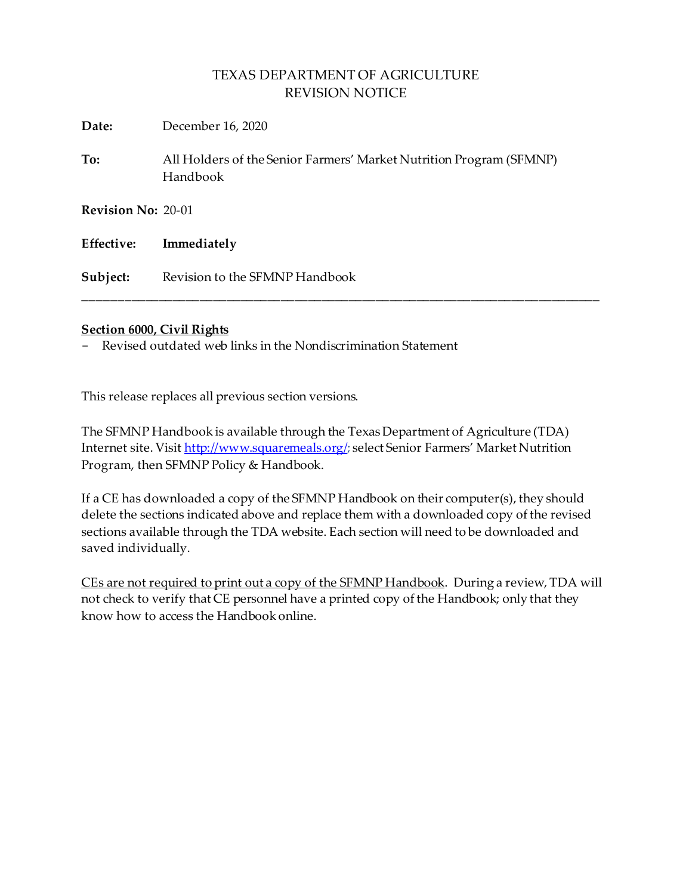TEXAS DEPARTMENT OF AGRICULTURE
REVISION NOTICE

**Date:** December 16, 2020

**To:** All Holders of the Senior Farmers' Market Nutrition Program (SFMNP) Handbook

**Revision No:** 20-01

**Effective:** **Immediately**

**Subject:** Revision to the SFMNP Handbook

---

**Section 6000, Civil Rights**

- Revised outdated web links in the Nondiscrimination Statement

This release replaces all previous section versions.

The SFMNP Handbook is available through the Texas Department of Agriculture (TDA) Internet site. Visit [http://www.squaremeals.org/](http://www.squaremeals.org/); select Senior Farmers' Market Nutrition Program, then SFMNP Policy & Handbook.

If a CE has downloaded a copy of the SFMNP Handbook on their computer(s), they should delete the sections indicated above and replace them with a downloaded copy of the revised sections available through the TDA website. Each section will need to be downloaded and saved individually.

<u>CEs are not required to print out a copy of the SFMNP Handbook</u>. During a review, TDA will not check to verify that CE personnel have a printed copy of the Handbook; only that they know how to access the Handbook online.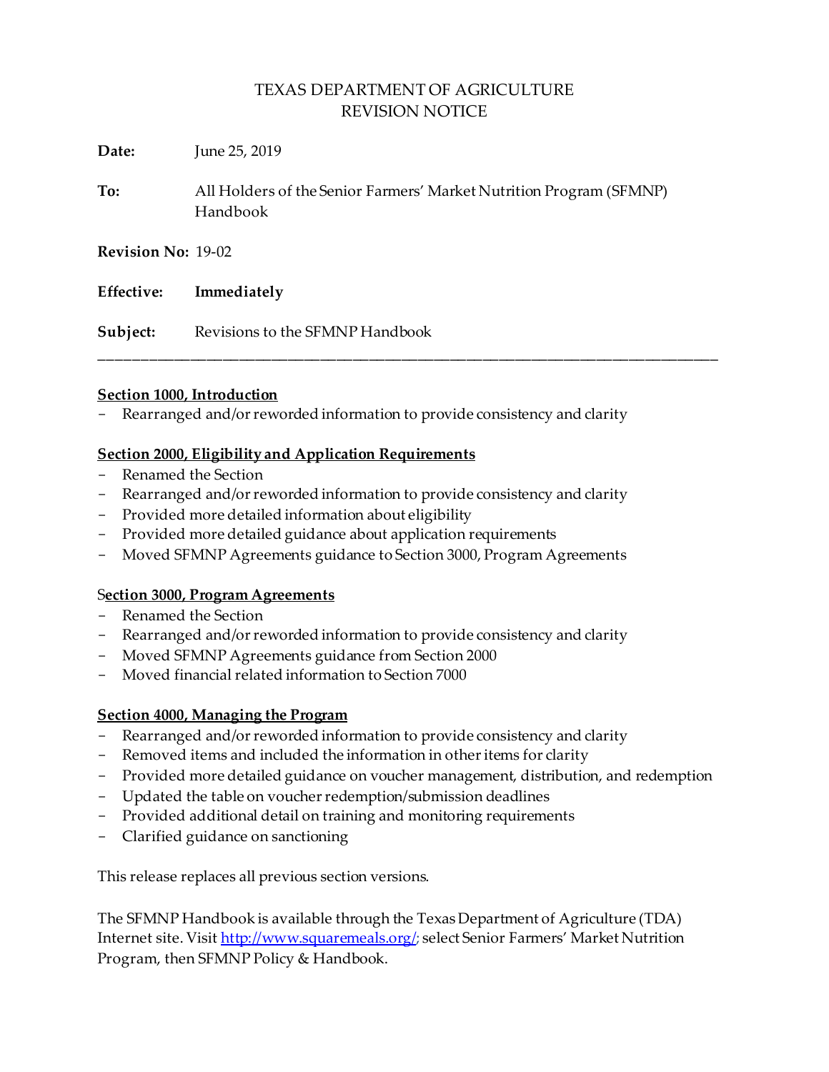TEXAS DEPARTMENT OF AGRICULTURE
REVISION NOTICE

**Date:** June 25, 2019

**To:** All Holders of the Senior Farmers' Market Nutrition Program (SFMNP) Handbook

**Revision No:** 19-02

**Effective:** **Immediately**

**Subject:** Revisions to the SFMNP Handbook

---

**Section 1000, Introduction**

- Rearranged and/or reworded information to provide consistency and clarity

**Section 2000, Eligibility and Application Requirements**

- Renamed the Section
- Rearranged and/or reworded information to provide consistency and clarity
- Provided more detailed information about eligibility
- Provided more detailed guidance about application requirements
- Moved SFMNP Agreements guidance to Section 3000, Program Agreements

**Section 3000, Program Agreements**

- Renamed the Section
- Rearranged and/or reworded information to provide consistency and clarity
- Moved SFMNP Agreements guidance from Section 2000
- Moved financial related information to Section 7000

**Section 4000, Managing the Program**

- Rearranged and/or reworded information to provide consistency and clarity
- Removed items and included the information in other items for clarity
- Provided more detailed guidance on voucher management, distribution, and redemption
- Updated the table on voucher redemption/submission deadlines
- Provided additional detail on training and monitoring requirements
- Clarified guidance on sanctioning

This release replaces all previous section versions.

The SFMNP Handbook is available through the Texas Department of Agriculture (TDA) Internet site. Visit http://www.squaremeals.org/; select Senior Farmers' Market Nutrition Program, then SFMNP Policy & Handbook.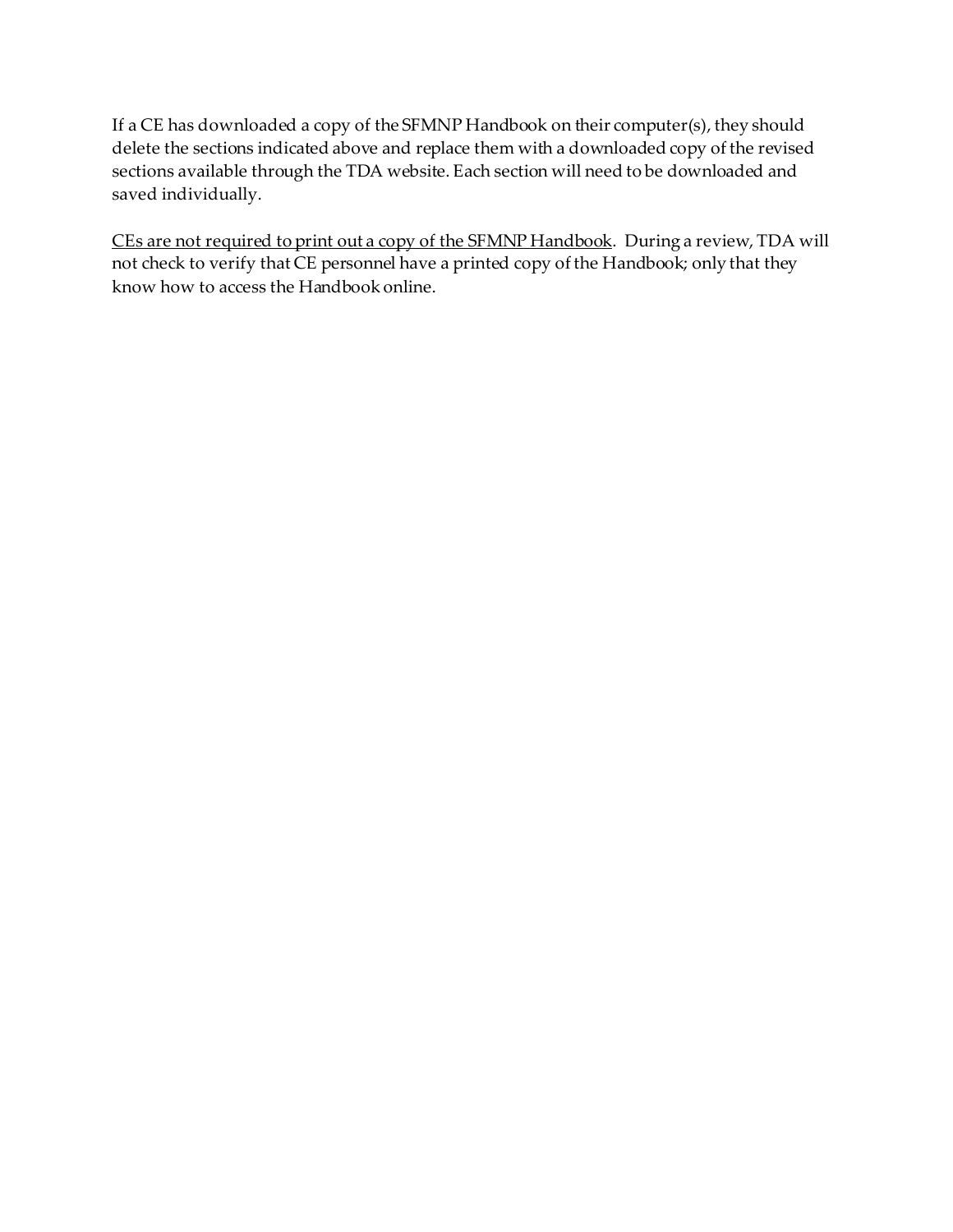If a CE has downloaded a copy of the SFMNP Handbook on their computer(s), they should delete the sections indicated above and replace them with a downloaded copy of the revised sections available through the TDA website. Each section will need to be downloaded and saved individually.

<u>CEs are not required to print out a copy of the SFMNP Handbook</u>. During a review, TDA will not check to verify that CE personnel have a printed copy of the Handbook; only that they know how to access the Handbook online.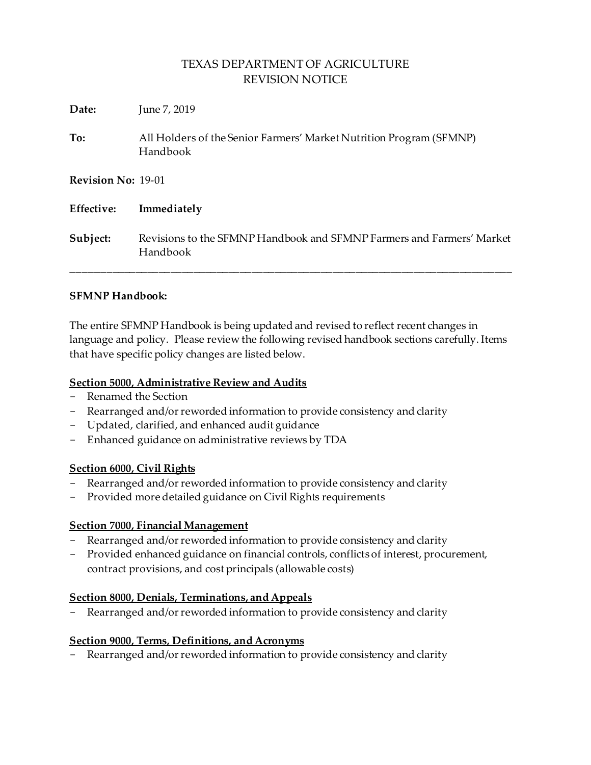# TEXAS DEPARTMENT OF AGRICULTURE
# REVISION NOTICE

**Date:** June 7, 2019

**To:** All Holders of the Senior Farmers' Market Nutrition Program (SFMNP) Handbook

**Revision No:** 19-01

**Effective:** **Immediately**

**Subject:** Revisions to the SFMNP Handbook and SFMNP Farmers and Farmers' Market Handbook

---

**SFMNP Handbook:**

The entire SFMNP Handbook is being updated and revised to reflect recent changes in language and policy. Please review the following revised handbook sections carefully. Items that have specific policy changes are listed below.

**Section 5000, Administrative Review and Audits**

- Renamed the Section
- Rearranged and/or reworded information to provide consistency and clarity
- Updated, clarified, and enhanced audit guidance
- Enhanced guidance on administrative reviews by TDA

**Section 6000, Civil Rights**

- Rearranged and/or reworded information to provide consistency and clarity
- Provided more detailed guidance on Civil Rights requirements

**Section 7000, Financial Management**

- Rearranged and/or reworded information to provide consistency and clarity
- Provided enhanced guidance on financial controls, conflicts of interest, procurement, contract provisions, and cost principals (allowable costs)

**Section 8000, Denials, Terminations, and Appeals**

- Rearranged and/or reworded information to provide consistency and clarity

**Section 9000, Terms, Definitions, and Acronyms**

- Rearranged and/or reworded information to provide consistency and clarity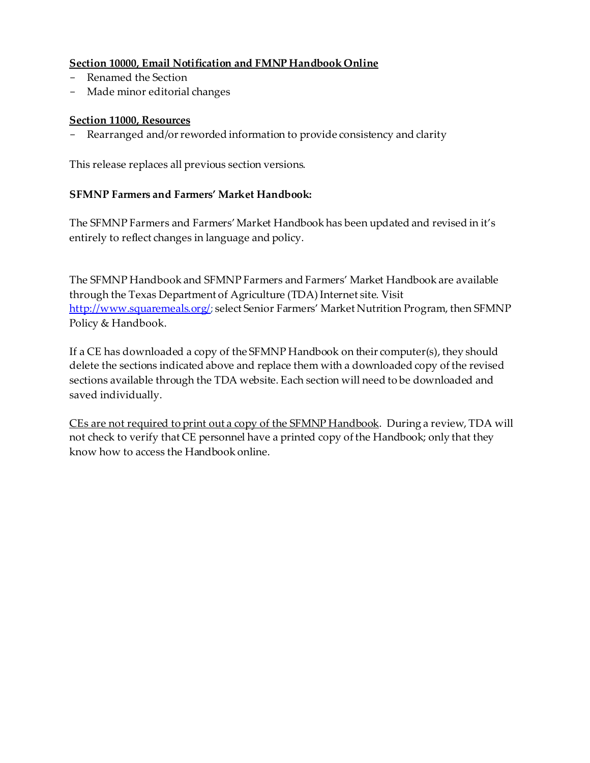<u>**Section 10000, Email Notification and FMNP Handbook Online**</u>

- Renamed the Section
- Made minor editorial changes

<u>**Section 11000, Resources**</u>

- Rearranged and/or reworded information to provide consistency and clarity

This release replaces all previous section versions.

**SFMNP Farmers and Farmers' Market Handbook:**

The SFMNP Farmers and Farmers' Market Handbook has been updated and revised in it's entirely to reflect changes in language and policy.

The SFMNP Handbook and SFMNP Farmers and Farmers' Market Handbook are available through the Texas Department of Agriculture (TDA) Internet site. Visit [http://www.squaremeals.org/](http://www.squaremeals.org/); select Senior Farmers' Market Nutrition Program, then SFMNP Policy & Handbook.

If a CE has downloaded a copy of the SFMNP Handbook on their computer(s), they should delete the sections indicated above and replace them with a downloaded copy of the revised sections available through the TDA website. Each section will need to be downloaded and saved individually.

<u>CEs are not required to print out a copy of the SFMNP Handbook</u>. During a review, TDA will not check to verify that CE personnel have a printed copy of the Handbook; only that they know how to access the Handbook online.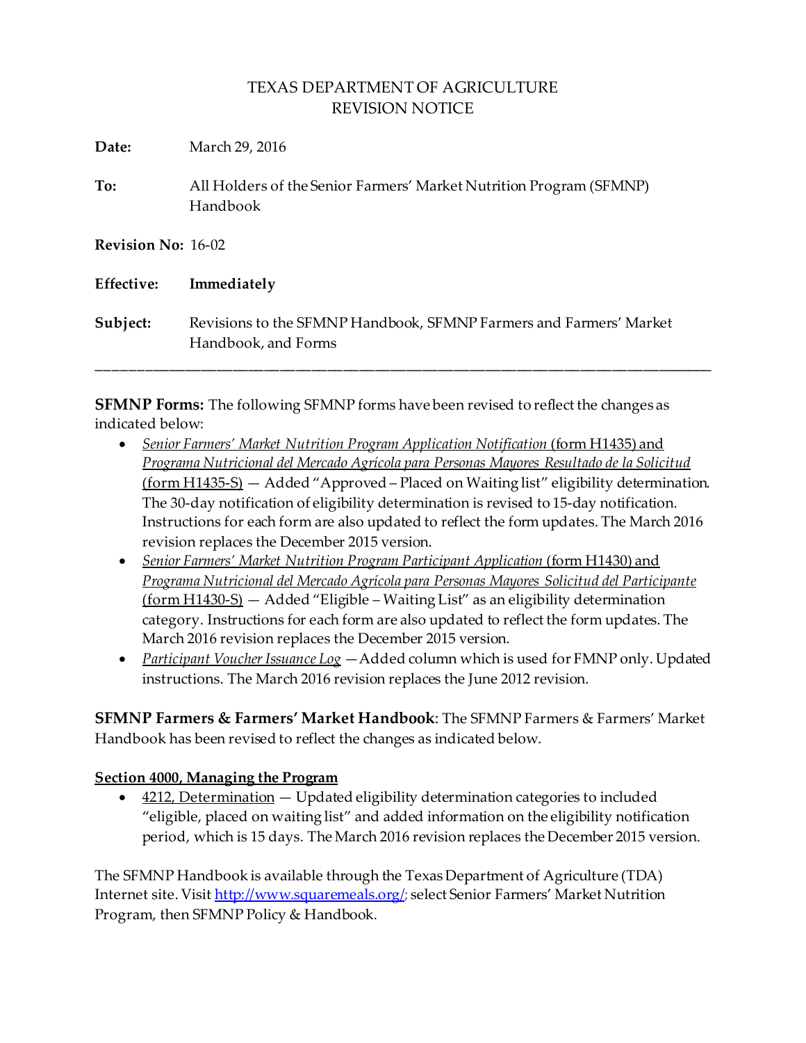# TEXAS DEPARTMENT OF AGRICULTURE
# REVISION NOTICE

**Date:** March 29, 2016

**To:** All Holders of the Senior Farmers' Market Nutrition Program (SFMNP) Handbook

**Revision No:** 16-02

**Effective:** **Immediately**

**Subject:** Revisions to the SFMNP Handbook, SFMNP Farmers and Farmers' Market Handbook, and Forms

---

**SFMNP Forms:** The following SFMNP forms have been revised to reflect the changes as indicated below:

- *Senior Farmers' Market Nutrition Program Application Notification* (form H1435) and *Programa Nutricional del Mercado Agrícola para Personas Mayores Resultado de la Solicitud* (form H1435-S) — Added "Approved – Placed on Waiting list" eligibility determination. The 30-day notification of eligibility determination is revised to 15-day notification. Instructions for each form are also updated to reflect the form updates. The March 2016 revision replaces the December 2015 version.
- *Senior Farmers' Market Nutrition Program Participant Application* (form H1430) and *Programa Nutricional del Mercado Agrícola para Personas Mayores Solicitud del Participante* (form H1430-S) — Added "Eligible – Waiting List" as an eligibility determination category. Instructions for each form are also updated to reflect the form updates. The March 2016 revision replaces the December 2015 version.
- *Participant Voucher Issuance Log* — Added column which is used for FMNP only. Updated instructions. The March 2016 revision replaces the June 2012 revision.

**SFMNP Farmers & Farmers' Market Handbook**: The SFMNP Farmers & Farmers' Market Handbook has been revised to reflect the changes as indicated below.

**Section 4000, Managing the Program**

- 4212, Determination — Updated eligibility determination categories to included "eligible, placed on waiting list" and added information on the eligibility notification period, which is 15 days. The March 2016 revision replaces the December 2015 version.

The SFMNP Handbook is available through the Texas Department of Agriculture (TDA) Internet site. Visit http://www.squaremeals.org/; select Senior Farmers' Market Nutrition Program, then SFMNP Policy & Handbook.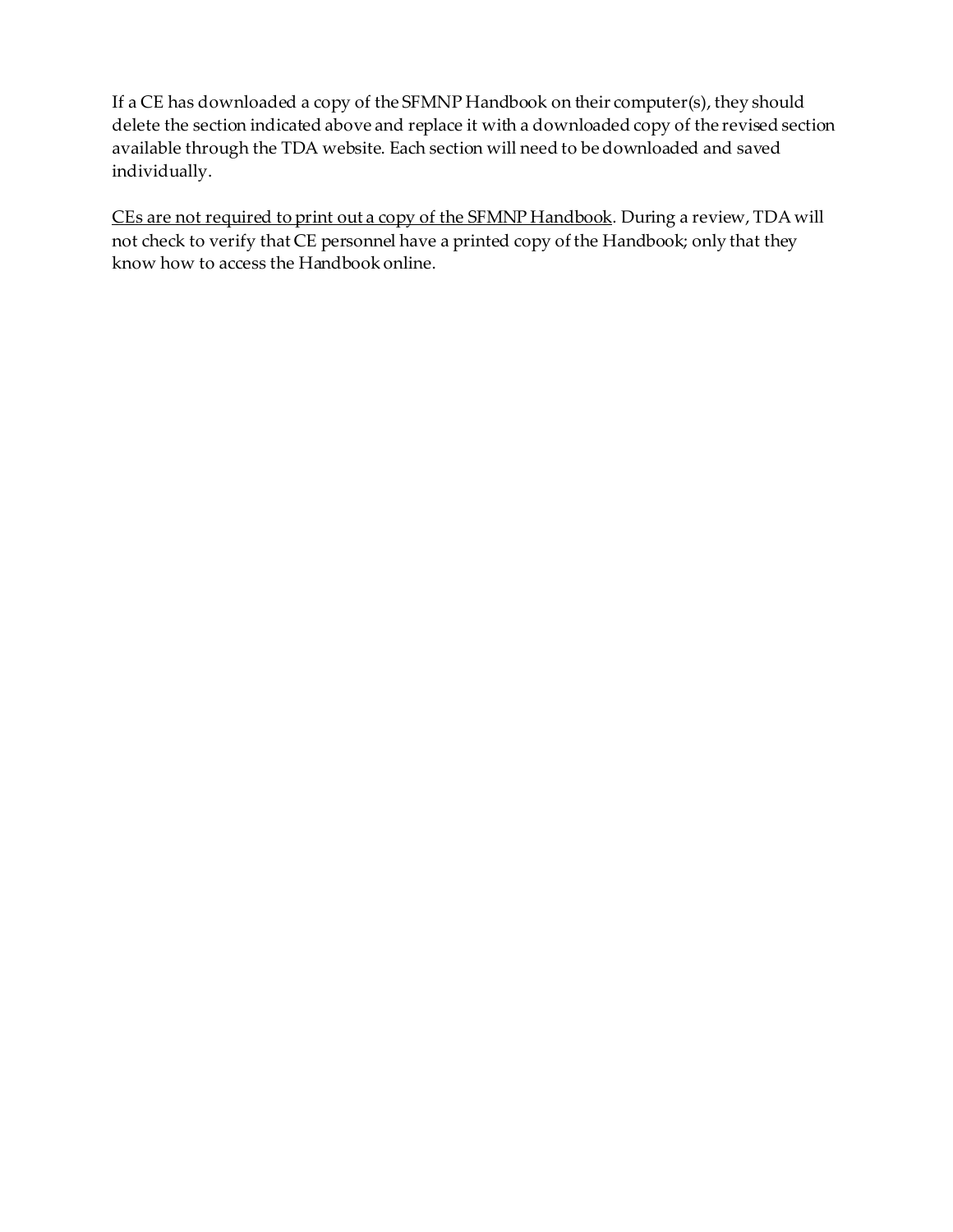If a CE has downloaded a copy of the SFMNP Handbook on their computer(s), they should delete the section indicated above and replace it with a downloaded copy of the revised section available through the TDA website. Each section will need to be downloaded and saved individually.

<u>CEs are not required to print out a copy of the SFMNP Handbook</u>. During a review, TDA will not check to verify that CE personnel have a printed copy of the Handbook; only that they know how to access the Handbook online.